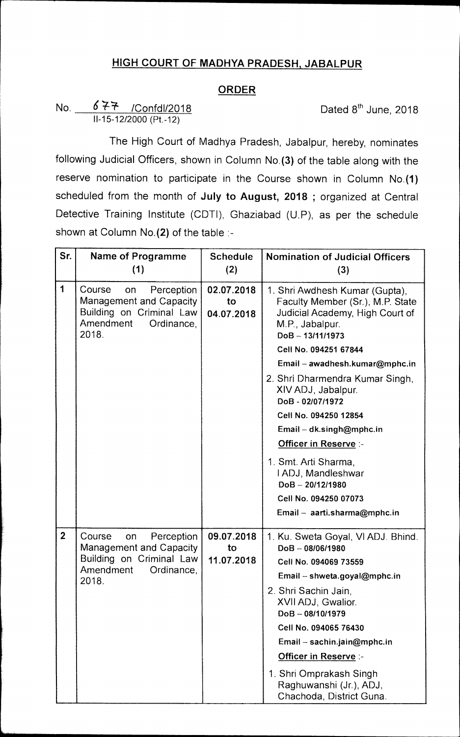# HIGH COURT OF MADHYA PRADESH, JABALPUR

## ORDER

No. 677 /Confdl/2018 Dated 8th June, 2018
II-15-12/2000 (Pt.-12)

The High Court of Madhya Pradesh, Jabalpur, hereby, nominates following Judicial Officers, shown in Column No.**(3)** of the table along with the reserve nomination to participate in the Course shown in Column No.**(1)** scheduled from the month of **July to August, 2018 ;** organized at Central Detective Training Institute (CDTI), Ghaziabad (U.P), as per the schedule shown at Column No.**(2)** of the table :-

| Sr. | Name of Programme (1) | Schedule (2) | Nomination of Judicial Officers (3) |
|---|---|---|---|
| 1 | Course on Perception Management and Capacity Building on Criminal Law Amendment Ordinance, 2018. | 02.07.2018 to 04.07.2018 | 1. Shri Awdhesh Kumar (Gupta), Faculty Member (Sr.), M.P. State Judicial Academy, High Court of M.P., Jabalpur. DoB – 13/11/1973 Cell No. 094251 67844 Email – awadhesh.kumar@mphc.in<br>2. Shri Dharmendra Kumar Singh, XIV ADJ, Jabalpur. DoB - 02/07/1972 Cell No. 094250 12854 Email – dk.singh@mphc.in<br>**Officer in Reserve** :-<br>1. Smt. Arti Sharma, I ADJ, Mandleshwar DoB – 20/12/1980 Cell No. 094250 07073 Email – aarti.sharma@mphc.in |
| 2 | Course on Perception Management and Capacity Building on Criminal Law Amendment Ordinance, 2018. | 09.07.2018 to 11.07.2018 | 1. Ku. Sweta Goyal, VI ADJ. Bhind. DoB – 08/06/1980 Cell No. 094069 73559 Email – shweta.goyal@mphc.in<br>2. Shri Sachin Jain, XVII ADJ, Gwalior. DoB – 08/10/1979 Cell No. 094065 76430 Email – sachin.jain@mphc.in<br>**Officer in Reserve** :-<br>1. Shri Omprakash Singh Raghuwanshi (Jr.), ADJ, Chachoda, District Guna. |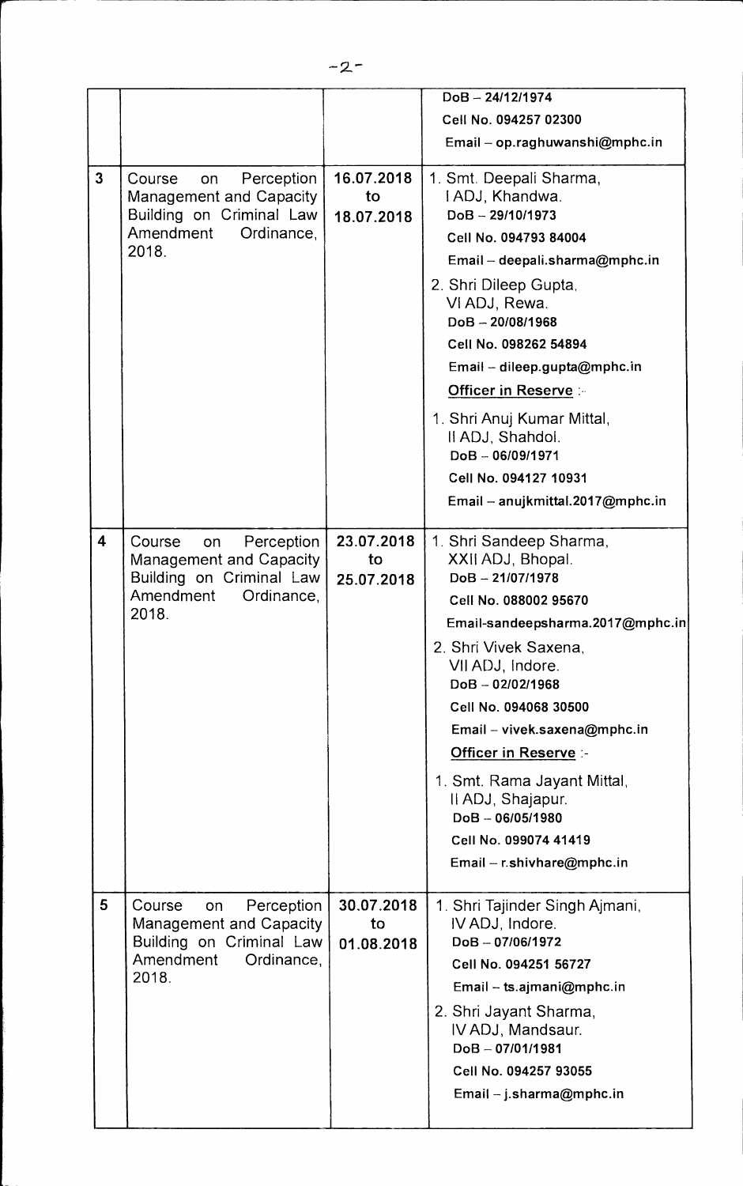|   |   |   |   |
|---|---|---|---|
|   |   |   | DoB – 24/12/1974<br>Cell No. 094257 02300<br>Email – op.raghuwanshi@mphc.in |
| 3 | Course on Perception Management and Capacity Building on Criminal Law Amendment Ordinance, 2018. | 16.07.2018 to 18.07.2018 | 1. Smt. Deepali Sharma, I ADJ, Khandwa.<br>DoB – 29/10/1973<br>Cell No. 094793 84004<br>Email – deepali.sharma@mphc.in<br>2. Shri Dileep Gupta, VI ADJ, Rewa.<br>DoB – 20/08/1968<br>Cell No. 098262 54894<br>Email – dileep.gupta@mphc.in<br>**Officer in Reserve** :-<br>1. Shri Anuj Kumar Mittal, II ADJ, Shahdol.<br>DoB – 06/09/1971<br>Cell No. 094127 10931<br>Email – anujkmittal.2017@mphc.in |
| 4 | Course on Perception Management and Capacity Building on Criminal Law Amendment Ordinance, 2018. | 23.07.2018 to 25.07.2018 | 1. Shri Sandeep Sharma, XXII ADJ, Bhopal.<br>DoB – 21/07/1978<br>Cell No. 088002 95670<br>Email-sandeepsharma.2017@mphc.in<br>2. Shri Vivek Saxena, VII ADJ, Indore.<br>DoB – 02/02/1968<br>Cell No. 094068 30500<br>Email – vivek.saxena@mphc.in<br>**Officer in Reserve** :-<br>1. Smt. Rama Jayant Mittal, II ADJ, Shajapur.<br>DoB – 06/05/1980<br>Cell No. 099074 41419<br>Email – r.shivhare@mphc.in |
| 5 | Course on Perception Management and Capacity Building on Criminal Law Amendment Ordinance, 2018. | 30.07.2018 to 01.08.2018 | 1. Shri Tajinder Singh Ajmani, IV ADJ, Indore.<br>DoB – 07/06/1972<br>Cell No. 094251 56727<br>Email – ts.ajmani@mphc.in<br>2. Shri Jayant Sharma, IV ADJ, Mandsaur.<br>DoB – 07/01/1981<br>Cell No. 094257 93055<br>Email – j.sharma@mphc.in |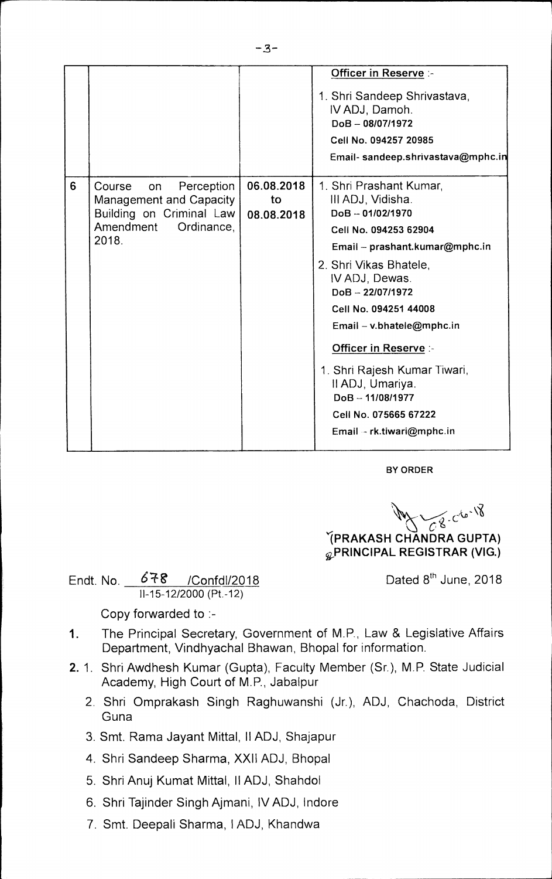| | | | |
|---|---|---|---|
| | | | **Officer in Reserve** :-<br><br>1. Shri Sandeep Shrivastava, IV ADJ, Damoh.<br>DoB – 08/07/1972<br>Cell No. 094257 20985<br>Email- sandeep.shrivastava@mphc.in |
| 6 | Course on Perception Management and Capacity Building on Criminal Law Amendment Ordinance, 2018. | 06.08.2018 to 08.08.2018 | 1. Shri Prashant Kumar, III ADJ, Vidisha.<br>DoB – 01/02/1970<br>Cell No. 094253 62904<br>Email – prashant.kumar@mphc.in<br><br>2. Shri Vikas Bhatele, IV ADJ, Dewas.<br>DoB – 22/07/1972<br>Cell No. 094251 44008<br>Email – v.bhatele@mphc.in<br><br>**Officer in Reserve** :-<br><br>1. Shri Rajesh Kumar Tiwari, II ADJ, Umariya.<br>DoB – 11/08/1977<br>Cell No. 075665 67222<br>Email – rk.tiwari@mphc.in |

**BY ORDER**

**(PRAKASH CHANDRA GUPTA)**
**PRINCIPAL REGISTRAR (VIG.)**

Endt. No. 678 /Confdl/2018
II-15-12/2000 (Pt.-12)

Dated 8th June, 2018

Copy forwarded to :-

1. The Principal Secretary, Government of M.P., Law & Legislative Affairs Department, Vindhyachal Bhawan, Bhopal for information.

2. 1. Shri Awdhesh Kumar (Gupta), Faculty Member (Sr.), M.P. State Judicial Academy, High Court of M.P., Jabalpur
   2. Shri Omprakash Singh Raghuwanshi (Jr.), ADJ, Chachoda, District Guna
   3. Smt. Rama Jayant Mittal, II ADJ, Shajapur
   4. Shri Sandeep Sharma, XXII ADJ, Bhopal
   5. Shri Anuj Kumat Mittal, II ADJ, Shahdol
   6. Shri Tajinder Singh Ajmani, IV ADJ, Indore
   7. Smt. Deepali Sharma, I ADJ, Khandwa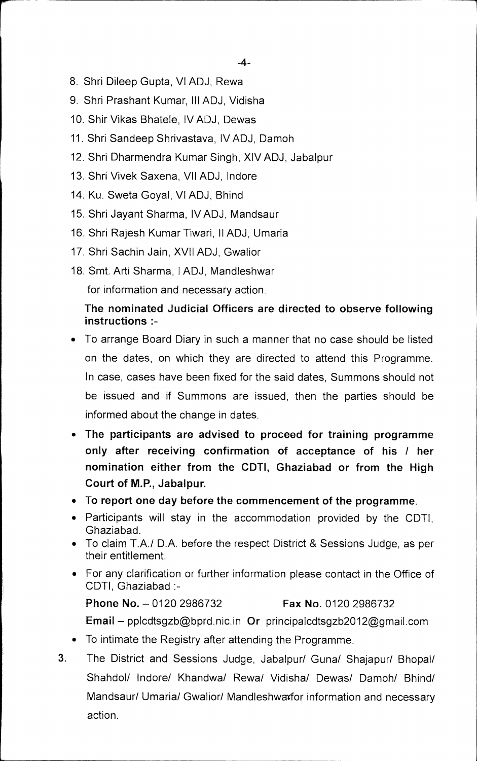8. Shri Dileep Gupta, VI ADJ, Rewa
9. Shri Prashant Kumar, III ADJ, Vidisha
10. Shir Vikas Bhatele, IV ADJ, Dewas
11. Shri Sandeep Shrivastava, IV ADJ, Damoh
12. Shri Dharmendra Kumar Singh, XIV ADJ, Jabalpur
13. Shri Vivek Saxena, VII ADJ, Indore
14. Ku. Sweta Goyal, VI ADJ, Bhind
15. Shri Jayant Sharma, IV ADJ, Mandsaur
16. Shri Rajesh Kumar Tiwari, II ADJ, Umaria
17. Shri Sachin Jain, XVII ADJ, Gwalior
18. Smt. Arti Sharma, I ADJ, Mandleshwar

for information and necessary action.

**The nominated Judicial Officers are directed to observe following instructions :-**

- To arrange Board Diary in such a manner that no case should be listed on the dates, on which they are directed to attend this Programme. In case, cases have been fixed for the said dates, Summons should not be issued and if Summons are issued, then the parties should be informed about the change in dates.
- **The participants are advised to proceed for training programme only after receiving confirmation of acceptance of his / her nomination either from the CDTI, Ghaziabad or from the High Court of M.P., Jabalpur.**
- **To report one day before the commencement of the programme.**
- Participants will stay in the accommodation provided by the CDTI, Ghaziabad.
- To claim T.A./ D.A. before the respect District & Sessions Judge, as per their entitlement.
- For any clarification or further information please contact in the Office of CDTI, Ghaziabad :-

  **Phone No.** – 0120 2986732 **Fax No.** 0120 2986732

  **Email** – pplcdtsgzb@bprd.nic.in **Or** principalcdtsgzb2012@gmail.com

- To intimate the Registry after attending the Programme.

3. The District and Sessions Judge, Jabalpur/ Guna/ Shajapur/ Bhopal/ Shahdol/ Indore/ Khandwa/ Rewa/ Vidisha/ Dewas/ Damoh/ Bhind/ Mandsaur/ Umaria/ Gwalior/ Mandleshwar for information and necessary action.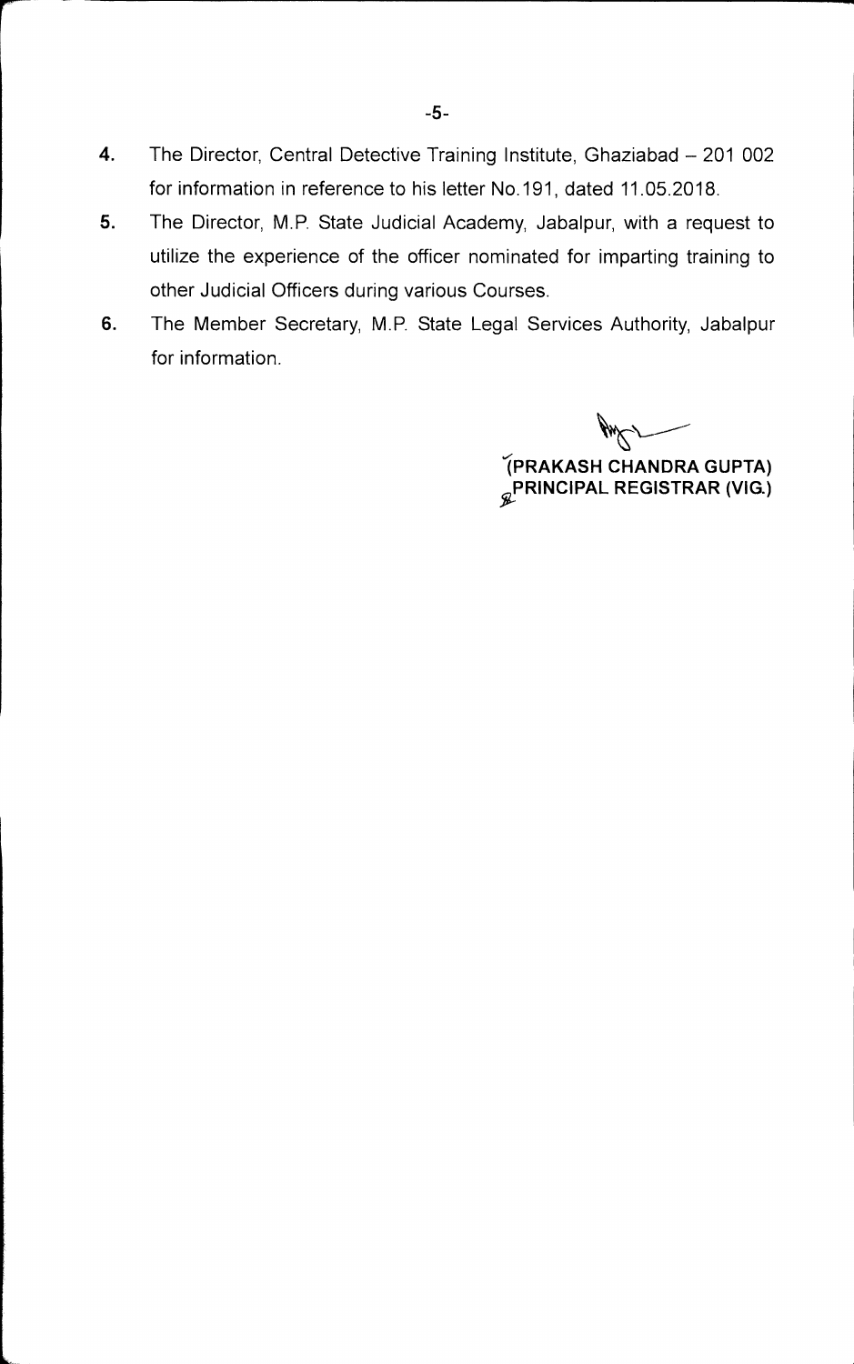4. The Director, Central Detective Training Institute, Ghaziabad – 201 002 for information in reference to his letter No.191, dated 11.05.2018.
5. The Director, M.P. State Judicial Academy, Jabalpur, with a request to utilize the experience of the officer nominated for imparting training to other Judicial Officers during various Courses.
6. The Member Secretary, M.P. State Legal Services Authority, Jabalpur for information.

**(PRAKASH CHANDRA GUPTA)**
**PRINCIPAL REGISTRAR (VIG.)**